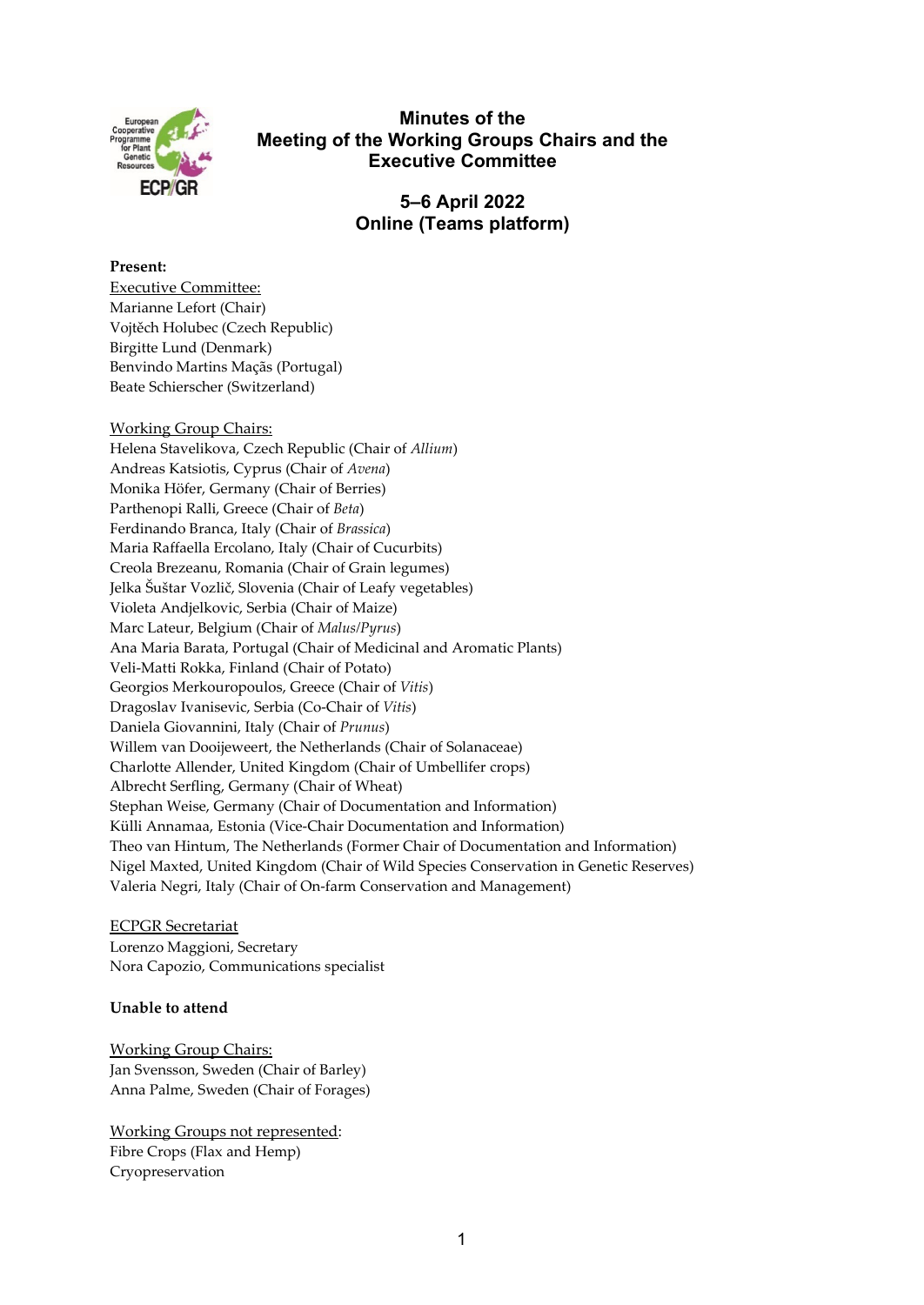# Minutes of the Meeting of the Working Groups Chairs and the Executive Committee

## 5–6 April 2022
## Online (Teams platform)

**Present:**

Executive Committee:
Marianne Lefort (Chair)
Vojtěch Holubec (Czech Republic)
Birgitte Lund (Denmark)
Benvindo Martins Maçãs (Portugal)
Beate Schierscher (Switzerland)

Working Group Chairs:
Helena Stavelikova, Czech Republic (Chair of *Allium*)
Andreas Katsiotis, Cyprus (Chair of *Avena*)
Monika Höfer, Germany (Chair of Berries)
Parthenopi Ralli, Greece (Chair of *Beta*)
Ferdinando Branca, Italy (Chair of *Brassica*)
Maria Raffaella Ercolano, Italy (Chair of Cucurbits)
Creola Brezeanu, Romania (Chair of Grain legumes)
Jelka Šuštar Vozlič, Slovenia (Chair of Leafy vegetables)
Violeta Andjelkovic, Serbia (Chair of Maize)
Marc Lateur, Belgium (Chair of *Malus*/*Pyrus*)
Ana Maria Barata, Portugal (Chair of Medicinal and Aromatic Plants)
Veli-Matti Rokka, Finland (Chair of Potato)
Georgios Merkouropoulos, Greece (Chair of *Vitis*)
Dragoslav Ivanisevic, Serbia (Co-Chair of *Vitis*)
Daniela Giovannini, Italy (Chair of *Prunus*)
Willem van Dooijeweert, the Netherlands (Chair of Solanaceae)
Charlotte Allender, United Kingdom (Chair of Umbellifer crops)
Albrecht Serfling, Germany (Chair of Wheat)
Stephan Weise, Germany (Chair of Documentation and Information)
Külli Annamaa, Estonia (Vice-Chair Documentation and Information)
Theo van Hintum, The Netherlands (Former Chair of Documentation and Information)
Nigel Maxted, United Kingdom (Chair of Wild Species Conservation in Genetic Reserves)
Valeria Negri, Italy (Chair of On-farm Conservation and Management)

ECPGR Secretariat
Lorenzo Maggioni, Secretary
Nora Capozio, Communications specialist

**Unable to attend**

Working Group Chairs:
Jan Svensson, Sweden (Chair of Barley)
Anna Palme, Sweden (Chair of Forages)

Working Groups not represented:
Fibre Crops (Flax and Hemp)
Cryopreservation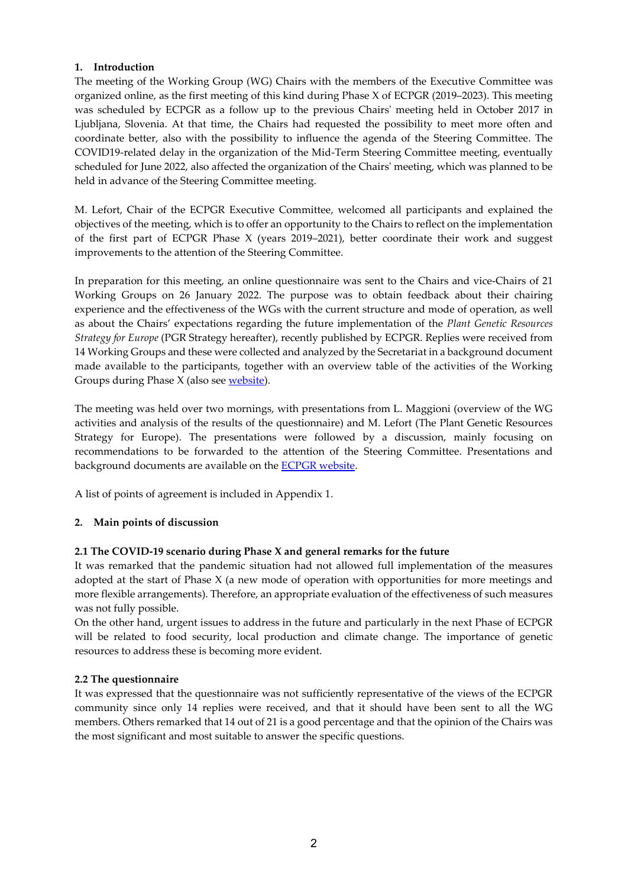## 1. Introduction

The meeting of the Working Group (WG) Chairs with the members of the Executive Committee was organized online, as the first meeting of this kind during Phase X of ECPGR (2019–2023). This meeting was scheduled by ECPGR as a follow up to the previous Chairs' meeting held in October 2017 in Ljubljana, Slovenia. At that time, the Chairs had requested the possibility to meet more often and coordinate better, also with the possibility to influence the agenda of the Steering Committee. The COVID19-related delay in the organization of the Mid-Term Steering Committee meeting, eventually scheduled for June 2022, also affected the organization of the Chairs' meeting, which was planned to be held in advance of the Steering Committee meeting.

M. Lefort, Chair of the ECPGR Executive Committee, welcomed all participants and explained the objectives of the meeting, which is to offer an opportunity to the Chairs to reflect on the implementation of the first part of ECPGR Phase X (years 2019–2021), better coordinate their work and suggest improvements to the attention of the Steering Committee.

In preparation for this meeting, an online questionnaire was sent to the Chairs and vice-Chairs of 21 Working Groups on 26 January 2022. The purpose was to obtain feedback about their chairing experience and the effectiveness of the WGs with the current structure and mode of operation, as well as about the Chairs' expectations regarding the future implementation of the *Plant Genetic Resources Strategy for Europe* (PGR Strategy hereafter), recently published by ECPGR. Replies were received from 14 Working Groups and these were collected and analyzed by the Secretariat in a background document made available to the participants, together with an overview table of the activities of the Working Groups during Phase X (also see website).

The meeting was held over two mornings, with presentations from L. Maggioni (overview of the WG activities and analysis of the results of the questionnaire) and M. Lefort (The Plant Genetic Resources Strategy for Europe). The presentations were followed by a discussion, mainly focusing on recommendations to be forwarded to the attention of the Steering Committee. Presentations and background documents are available on the ECPGR website.

A list of points of agreement is included in Appendix 1.

## 2. Main points of discussion

### 2.1 The COVID-19 scenario during Phase X and general remarks for the future

It was remarked that the pandemic situation had not allowed full implementation of the measures adopted at the start of Phase X (a new mode of operation with opportunities for more meetings and more flexible arrangements). Therefore, an appropriate evaluation of the effectiveness of such measures was not fully possible.

On the other hand, urgent issues to address in the future and particularly in the next Phase of ECPGR will be related to food security, local production and climate change. The importance of genetic resources to address these is becoming more evident.

### 2.2 The questionnaire

It was expressed that the questionnaire was not sufficiently representative of the views of the ECPGR community since only 14 replies were received, and that it should have been sent to all the WG members. Others remarked that 14 out of 21 is a good percentage and that the opinion of the Chairs was the most significant and most suitable to answer the specific questions.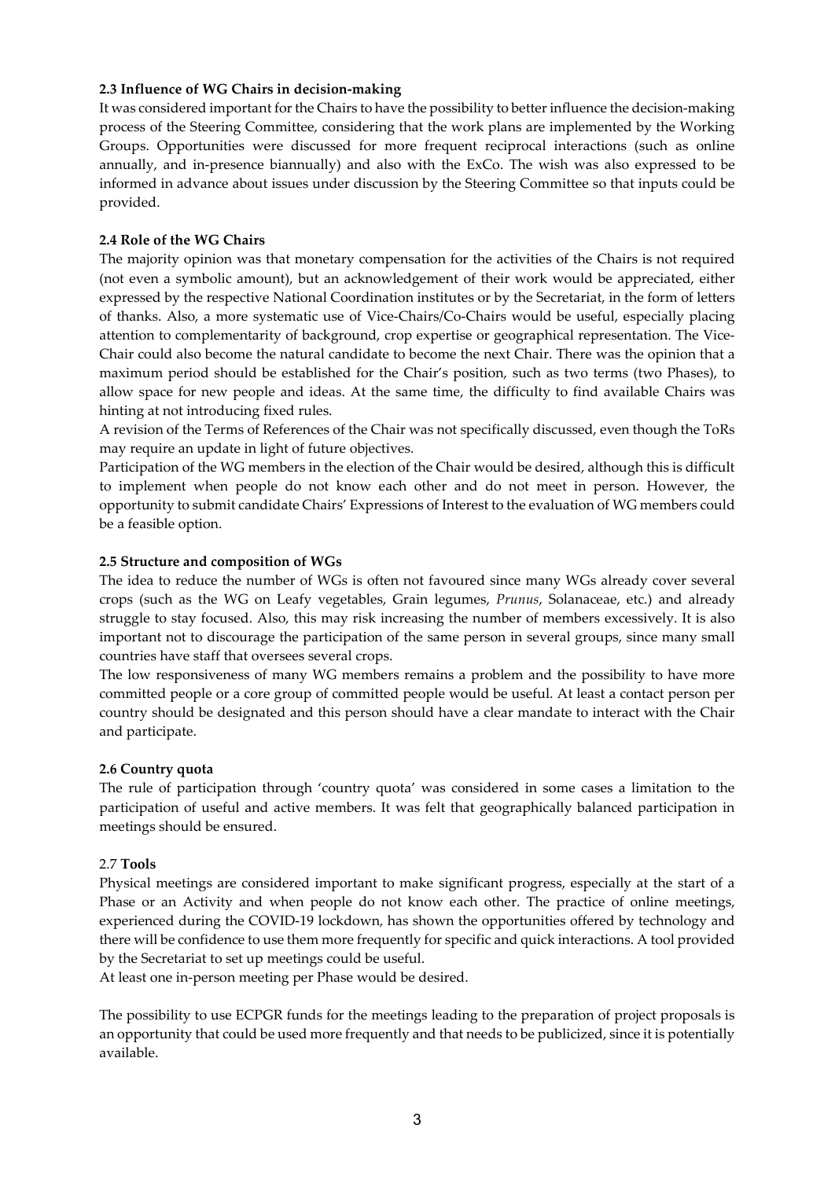**2.3 Influence of WG Chairs in decision-making**

It was considered important for the Chairs to have the possibility to better influence the decision-making process of the Steering Committee, considering that the work plans are implemented by the Working Groups. Opportunities were discussed for more frequent reciprocal interactions (such as online annually, and in-presence biannually) and also with the ExCo. The wish was also expressed to be informed in advance about issues under discussion by the Steering Committee so that inputs could be provided.

**2.4 Role of the WG Chairs**

The majority opinion was that monetary compensation for the activities of the Chairs is not required (not even a symbolic amount), but an acknowledgement of their work would be appreciated, either expressed by the respective National Coordination institutes or by the Secretariat, in the form of letters of thanks. Also, a more systematic use of Vice-Chairs/Co-Chairs would be useful, especially placing attention to complementarity of background, crop expertise or geographical representation. The Vice-Chair could also become the natural candidate to become the next Chair. There was the opinion that a maximum period should be established for the Chair's position, such as two terms (two Phases), to allow space for new people and ideas. At the same time, the difficulty to find available Chairs was hinting at not introducing fixed rules.

A revision of the Terms of References of the Chair was not specifically discussed, even though the ToRs may require an update in light of future objectives.

Participation of the WG members in the election of the Chair would be desired, although this is difficult to implement when people do not know each other and do not meet in person. However, the opportunity to submit candidate Chairs' Expressions of Interest to the evaluation of WG members could be a feasible option.

**2.5 Structure and composition of WGs**

The idea to reduce the number of WGs is often not favoured since many WGs already cover several crops (such as the WG on Leafy vegetables, Grain legumes, *Prunus*, Solanaceae, etc.) and already struggle to stay focused. Also, this may risk increasing the number of members excessively. It is also important not to discourage the participation of the same person in several groups, since many small countries have staff that oversees several crops.

The low responsiveness of many WG members remains a problem and the possibility to have more committed people or a core group of committed people would be useful. At least a contact person per country should be designated and this person should have a clear mandate to interact with the Chair and participate.

**2.6 Country quota**

The rule of participation through 'country quota' was considered in some cases a limitation to the participation of useful and active members. It was felt that geographically balanced participation in meetings should be ensured.

2.7 **Tools**

Physical meetings are considered important to make significant progress, especially at the start of a Phase or an Activity and when people do not know each other. The practice of online meetings, experienced during the COVID-19 lockdown, has shown the opportunities offered by technology and there will be confidence to use them more frequently for specific and quick interactions. A tool provided by the Secretariat to set up meetings could be useful.

At least one in-person meeting per Phase would be desired.

The possibility to use ECPGR funds for the meetings leading to the preparation of project proposals is an opportunity that could be used more frequently and that needs to be publicized, since it is potentially available.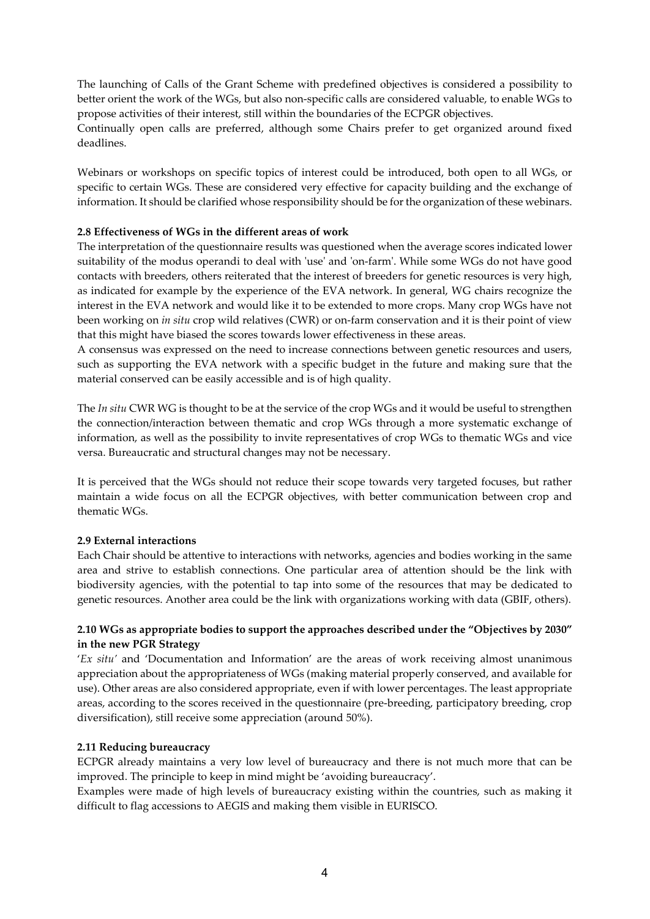The launching of Calls of the Grant Scheme with predefined objectives is considered a possibility to better orient the work of the WGs, but also non-specific calls are considered valuable, to enable WGs to propose activities of their interest, still within the boundaries of the ECPGR objectives.
Continually open calls are preferred, although some Chairs prefer to get organized around fixed deadlines.

Webinars or workshops on specific topics of interest could be introduced, both open to all WGs, or specific to certain WGs. These are considered very effective for capacity building and the exchange of information. It should be clarified whose responsibility should be for the organization of these webinars.

### 2.8 Effectiveness of WGs in the different areas of work

The interpretation of the questionnaire results was questioned when the average scores indicated lower suitability of the modus operandi to deal with 'use' and 'on-farm'. While some WGs do not have good contacts with breeders, others reiterated that the interest of breeders for genetic resources is very high, as indicated for example by the experience of the EVA network. In general, WG chairs recognize the interest in the EVA network and would like it to be extended to more crops. Many crop WGs have not been working on *in situ* crop wild relatives (CWR) or on-farm conservation and it is their point of view that this might have biased the scores towards lower effectiveness in these areas.
A consensus was expressed on the need to increase connections between genetic resources and users, such as supporting the EVA network with a specific budget in the future and making sure that the material conserved can be easily accessible and is of high quality.

The *In situ* CWR WG is thought to be at the service of the crop WGs and it would be useful to strengthen the connection/interaction between thematic and crop WGs through a more systematic exchange of information, as well as the possibility to invite representatives of crop WGs to thematic WGs and vice versa. Bureaucratic and structural changes may not be necessary.

It is perceived that the WGs should not reduce their scope towards very targeted focuses, but rather maintain a wide focus on all the ECPGR objectives, with better communication between crop and thematic WGs.

### 2.9 External interactions

Each Chair should be attentive to interactions with networks, agencies and bodies working in the same area and strive to establish connections. One particular area of attention should be the link with biodiversity agencies, with the potential to tap into some of the resources that may be dedicated to genetic resources. Another area could be the link with organizations working with data (GBIF, others).

### 2.10 WGs as appropriate bodies to support the approaches described under the "Objectives by 2030" in the new PGR Strategy

'*Ex situ'* and 'Documentation and Information' are the areas of work receiving almost unanimous appreciation about the appropriateness of WGs (making material properly conserved, and available for use). Other areas are also considered appropriate, even if with lower percentages. The least appropriate areas, according to the scores received in the questionnaire (pre-breeding, participatory breeding, crop diversification), still receive some appreciation (around 50%).

### 2.11 Reducing bureaucracy

ECPGR already maintains a very low level of bureaucracy and there is not much more that can be improved. The principle to keep in mind might be 'avoiding bureaucracy'.
Examples were made of high levels of bureaucracy existing within the countries, such as making it difficult to flag accessions to AEGIS and making them visible in EURISCO.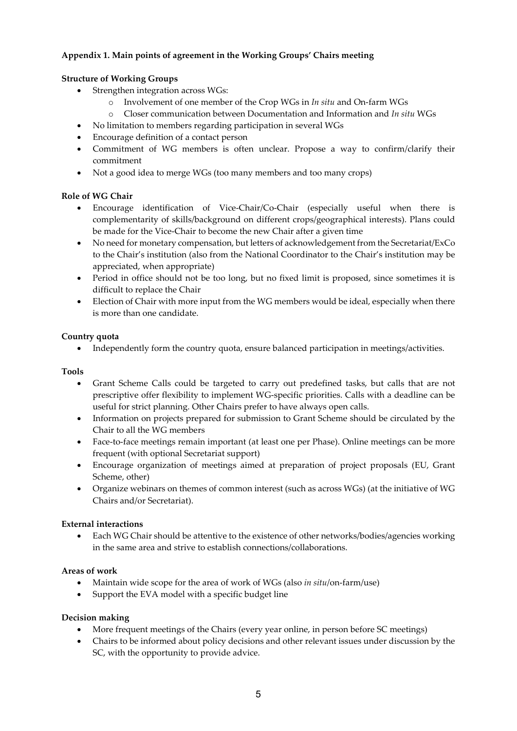**Appendix 1. Main points of agreement in the Working Groups' Chairs meeting**

**Structure of Working Groups**

- Strengthen integration across WGs:
    - Involvement of one member of the Crop WGs in *In situ* and On-farm WGs
    - Closer communication between Documentation and Information and *In situ* WGs
- No limitation to members regarding participation in several WGs
- Encourage definition of a contact person
- Commitment of WG members is often unclear. Propose a way to confirm/clarify their commitment
- Not a good idea to merge WGs (too many members and too many crops)

**Role of WG Chair**

- Encourage identification of Vice-Chair/Co-Chair (especially useful when there is complementarity of skills/background on different crops/geographical interests). Plans could be made for the Vice-Chair to become the new Chair after a given time
- No need for monetary compensation, but letters of acknowledgement from the Secretariat/ExCo to the Chair's institution (also from the National Coordinator to the Chair's institution may be appreciated, when appropriate)
- Period in office should not be too long, but no fixed limit is proposed, since sometimes it is difficult to replace the Chair
- Election of Chair with more input from the WG members would be ideal, especially when there is more than one candidate.

**Country quota**

- Independently form the country quota, ensure balanced participation in meetings/activities.

**Tools**

- Grant Scheme Calls could be targeted to carry out predefined tasks, but calls that are not prescriptive offer flexibility to implement WG-specific priorities. Calls with a deadline can be useful for strict planning. Other Chairs prefer to have always open calls.
- Information on projects prepared for submission to Grant Scheme should be circulated by the Chair to all the WG members
- Face-to-face meetings remain important (at least one per Phase). Online meetings can be more frequent (with optional Secretariat support)
- Encourage organization of meetings aimed at preparation of project proposals (EU, Grant Scheme, other)
- Organize webinars on themes of common interest (such as across WGs) (at the initiative of WG Chairs and/or Secretariat).

**External interactions**

- Each WG Chair should be attentive to the existence of other networks/bodies/agencies working in the same area and strive to establish connections/collaborations.

**Areas of work**

- Maintain wide scope for the area of work of WGs (also *in situ*/on-farm/use)
- Support the EVA model with a specific budget line

**Decision making**

- More frequent meetings of the Chairs (every year online, in person before SC meetings)
- Chairs to be informed about policy decisions and other relevant issues under discussion by the SC, with the opportunity to provide advice.